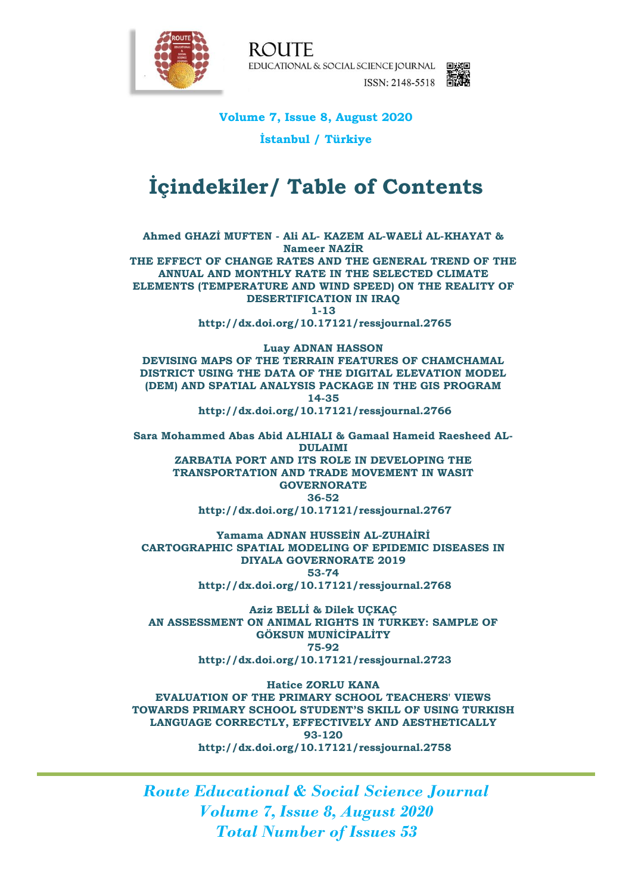ROUTE

EDUCATIONAL & SOCIAL SCIENCE JOURNAL

ISSN: 2148-5518

**Volume 7, Issue 8, August 2020**

**İstanbul / Türkiye**

# İçindekiler/ Table of Contents

**Ahmed GHAZİ MUFTEN - Ali AL- KAZEM AL-WAELİ AL-KHAYAT & Nameer NAZİR**
**THE EFFECT OF CHANGE RATES AND THE GENERAL TREND OF THE ANNUAL AND MONTHLY RATE IN THE SELECTED CLIMATE ELEMENTS (TEMPERATURE AND WIND SPEED) ON THE REALITY OF DESERTIFICATION IN IRAQ**
**1-13**
**http://dx.doi.org/10.17121/ressjournal.2765**

**Luay ADNAN HASSON**
**DEVISING MAPS OF THE TERRAIN FEATURES OF CHAMCHAMAL DISTRICT USING THE DATA OF THE DIGITAL ELEVATION MODEL (DEM) AND SPATIAL ANALYSIS PACKAGE IN THE GIS PROGRAM**
**14-35**
**http://dx.doi.org/10.17121/ressjournal.2766**

**Sara Mohammed Abas Abid ALHIALI & Gamaal Hameid Raesheed AL-DULAIMI**
**ZARBATIA PORT AND ITS ROLE IN DEVELOPING THE TRANSPORTATION AND TRADE MOVEMENT IN WASIT GOVERNORATE**
**36-52**
**http://dx.doi.org/10.17121/ressjournal.2767**

**Yamama ADNAN HUSSEİN AL-ZUHAİRİ**
**CARTOGRAPHIC SPATIAL MODELING OF EPIDEMIC DISEASES IN DIYALA GOVERNORATE 2019**
**53-74**
**http://dx.doi.org/10.17121/ressjournal.2768**

**Aziz BELLİ & Dilek UÇKAÇ**
**AN ASSESSMENT ON ANIMAL RIGHTS IN TURKEY: SAMPLE OF GÖKSUN MUNİCİPALİTY**
**75-92**
**http://dx.doi.org/10.17121/ressjournal.2723**

**Hatice ZORLU KANA**
**EVALUATION OF THE PRIMARY SCHOOL TEACHERS' VIEWS TOWARDS PRIMARY SCHOOL STUDENT'S SKILL OF USING TURKISH LANGUAGE CORRECTLY, EFFECTIVELY AND AESTHETICALLY**
**93-120**
**http://dx.doi.org/10.17121/ressjournal.2758**

*Route Educational & Social Science Journal*
*Volume 7, Issue 8, August 2020*
*Total Number of Issues 53*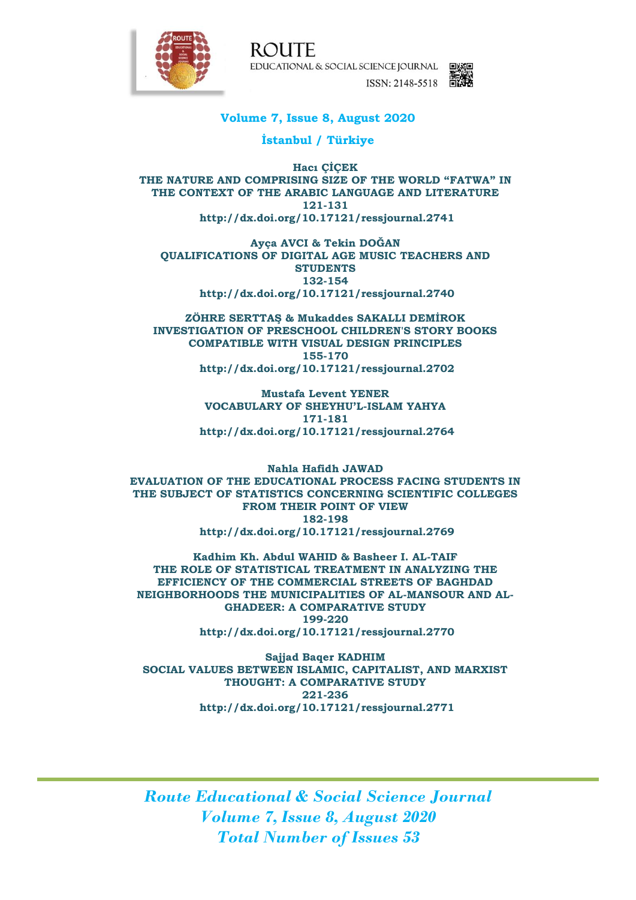ROUTE

EDUCATIONAL & SOCIAL SCIENCE JOURNAL

ISSN: 2148-5518

**Volume 7, Issue 8, August 2020**

**İstanbul / Türkiye**

**Hacı ÇİÇEK**
**THE NATURE AND COMPRISING SIZE OF THE WORLD "FATWA" IN THE CONTEXT OF THE ARABIC LANGUAGE AND LITERATURE**
**121-131**
**http://dx.doi.org/10.17121/ressjournal.2741**

**Ayça AVCI & Tekin DOĞAN**
**QUALIFICATIONS OF DIGITAL AGE MUSIC TEACHERS AND STUDENTS**
**132-154**
**http://dx.doi.org/10.17121/ressjournal.2740**

**ZÖHRE SERTTAŞ & Mukaddes SAKALLI DEMİROK**
**INVESTIGATION OF PRESCHOOL CHILDREN'S STORY BOOKS COMPATIBLE WITH VISUAL DESIGN PRINCIPLES**
**155-170**
**http://dx.doi.org/10.17121/ressjournal.2702**

**Mustafa Levent YENER**
**VOCABULARY OF SHEYHU'L-ISLAM YAHYA**
**171-181**
**http://dx.doi.org/10.17121/ressjournal.2764**

**Nahla Hafidh JAWAD**
**EVALUATION OF THE EDUCATIONAL PROCESS FACING STUDENTS IN THE SUBJECT OF STATISTICS CONCERNING SCIENTIFIC COLLEGES FROM THEIR POINT OF VIEW**
**182-198**
**http://dx.doi.org/10.17121/ressjournal.2769**

**Kadhim Kh. Abdul WAHID & Basheer I. AL-TAIF**
**THE ROLE OF STATISTICAL TREATMENT IN ANALYZING THE EFFICIENCY OF THE COMMERCIAL STREETS OF BAGHDAD NEIGHBORHOODS THE MUNICIPALITIES OF AL-MANSOUR AND AL-GHADEER: A COMPARATIVE STUDY**
**199-220**
**http://dx.doi.org/10.17121/ressjournal.2770**

**Sajjad Baqer KADHIM**
**SOCIAL VALUES BETWEEN ISLAMIC, CAPITALIST, AND MARXIST THOUGHT: A COMPARATIVE STUDY**
**221-236**
**http://dx.doi.org/10.17121/ressjournal.2771**

*Route Educational & Social Science Journal*
*Volume 7, Issue 8, August 2020*
*Total Number of Issues 53*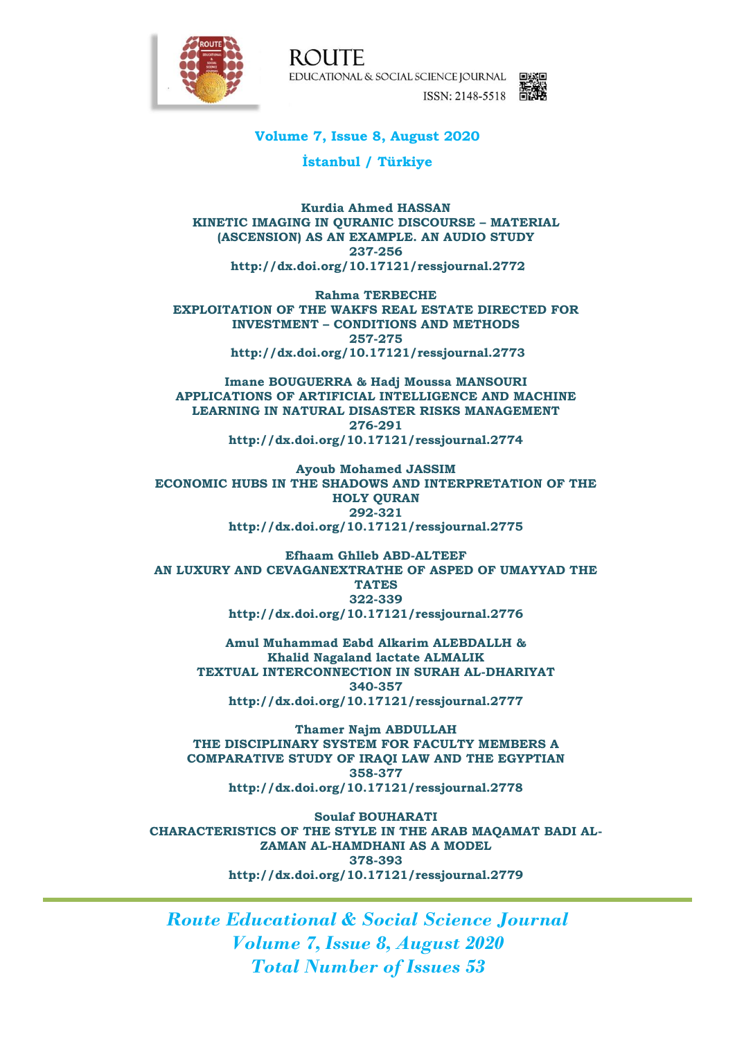ROUTE

EDUCATIONAL & SOCIAL SCIENCE JOURNAL

ISSN: 2148-5518

**Volume 7, Issue 8, August 2020**

**İstanbul / Türkiye**

**Kurdia Ahmed HASSAN**
**KINETIC IMAGING IN QURANIC DISCOURSE – MATERIAL (ASCENSION) AS AN EXAMPLE. AN AUDIO STUDY**
**237-256**
**http://dx.doi.org/10.17121/ressjournal.2772**

**Rahma TERBECHE**
**EXPLOITATION OF THE WAKFS REAL ESTATE DIRECTED FOR INVESTMENT – CONDITIONS AND METHODS**
**257-275**
**http://dx.doi.org/10.17121/ressjournal.2773**

**Imane BOUGUERRA & Hadj Moussa MANSOURI**
**APPLICATIONS OF ARTIFICIAL INTELLIGENCE AND MACHINE LEARNING IN NATURAL DISASTER RISKS MANAGEMENT**
**276-291**
**http://dx.doi.org/10.17121/ressjournal.2774**

**Ayoub Mohamed JASSIM**
**ECONOMIC HUBS IN THE SHADOWS AND INTERPRETATION OF THE HOLY QURAN**
**292-321**
**http://dx.doi.org/10.17121/ressjournal.2775**

**Efhaam Ghlleb ABD-ALTEEF**
**AN LUXURY AND CEVAGANEXTRATHE OF ASPED OF UMAYYAD THE TATES**
**322-339**
**http://dx.doi.org/10.17121/ressjournal.2776**

**Amul Muhammad Eabd Alkarim ALEBDALLH &**
**Khalid Nagaland lactate ALMALIK**
**TEXTUAL INTERCONNECTION IN SURAH AL-DHARIYAT**
**340-357**
**http://dx.doi.org/10.17121/ressjournal.2777**

**Thamer Najm ABDULLAH**
**THE DISCIPLINARY SYSTEM FOR FACULTY MEMBERS A COMPARATIVE STUDY OF IRAQI LAW AND THE EGYPTIAN**
**358-377**
**http://dx.doi.org/10.17121/ressjournal.2778**

**Soulaf BOUHARATI**
**CHARACTERISTICS OF THE STYLE IN THE ARAB MAQAMAT BADI AL-ZAMAN AL-HAMDHANI AS A MODEL**
**378-393**
**http://dx.doi.org/10.17121/ressjournal.2779**

*Route Educational & Social Science Journal*
*Volume 7, Issue 8, August 2020*
*Total Number of Issues 53*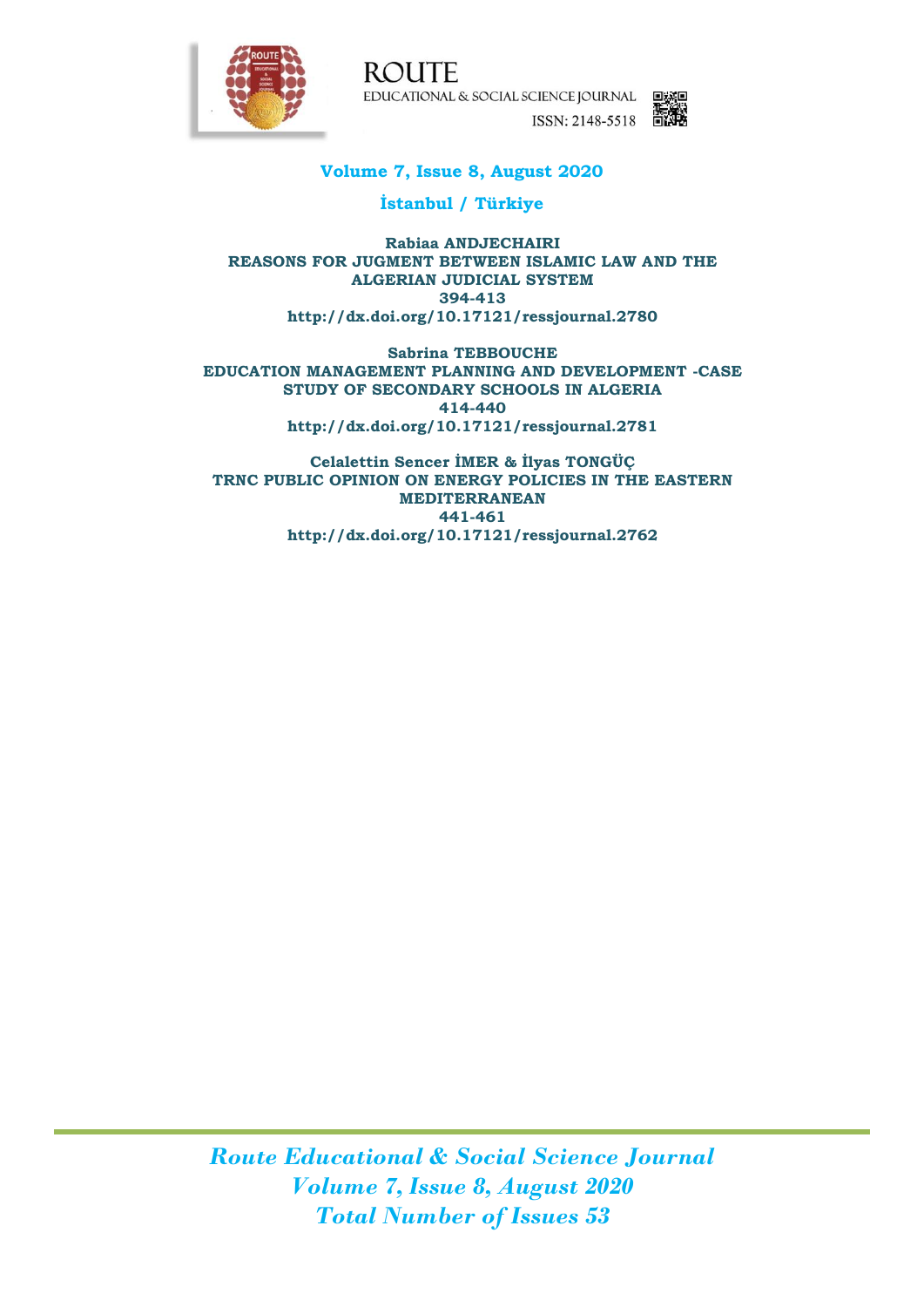# ROUTE

EDUCATIONAL & SOCIAL SCIENCE JOURNAL

ISSN: 2148-5518

**Volume 7, Issue 8, August 2020**

**İstanbul / Türkiye**

**Rabiaa ANDJECHAIRI**
**REASONS FOR JUGMENT BETWEEN ISLAMIC LAW AND THE ALGERIAN JUDICIAL SYSTEM**
**394-413**
**http://dx.doi.org/10.17121/ressjournal.2780**

**Sabrina TEBBOUCHE**
**EDUCATION MANAGEMENT PLANNING AND DEVELOPMENT -CASE STUDY OF SECONDARY SCHOOLS IN ALGERIA**
**414-440**
**http://dx.doi.org/10.17121/ressjournal.2781**

**Celalettin Sencer İMER & İlyas TONGÜÇ**
**TRNC PUBLIC OPINION ON ENERGY POLICIES IN THE EASTERN MEDITERRANEAN**
**441-461**
**http://dx.doi.org/10.17121/ressjournal.2762**

*Route Educational & Social Science Journal*
*Volume 7, Issue 8, August 2020*
*Total Number of Issues 53*